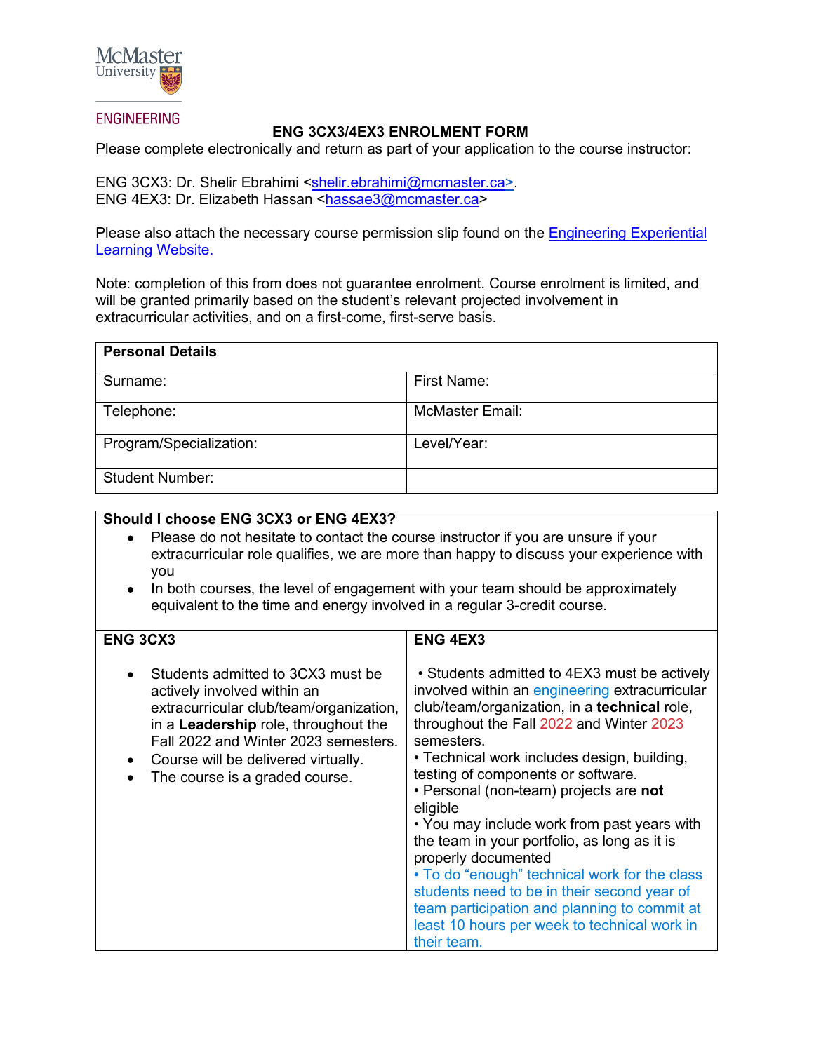McMaster University

ENGINEERING

## ENG 3CX3/4EX3 ENROLMENT FORM

Please complete electronically and return as part of your application to the course instructor:

ENG 3CX3: Dr. Shelir Ebrahimi <shelir.ebrahimi@mcmaster.ca>.
ENG 4EX3: Dr. Elizabeth Hassan <hassae3@mcmaster.ca>

Please also attach the necessary course permission slip found on the [Engineering Experiential Learning Website.]

Note: completion of this from does not guarantee enrolment. Course enrolment is limited, and will be granted primarily based on the student's relevant projected involvement in extracurricular activities, and on a first-come, first-serve basis.

| **Personal Details** | |
|---|---|
| Surname: | First Name: |
| Telephone: | McMaster Email: |
| Program/Specialization: | Level/Year: |
| Student Number: | |

**Should I choose ENG 3CX3 or ENG 4EX3?**

- Please do not hesitate to contact the course instructor if you are unsure if your extracurricular role qualifies, we are more than happy to discuss your experience with you
- In both courses, the level of engagement with your team should be approximately equivalent to the time and energy involved in a regular 3-credit course.

| **ENG 3CX3** | **ENG 4EX3** |
|---|---|
| • Students admitted to 3CX3 must be actively involved within an extracurricular club/team/organization, in a **Leadership** role, throughout the Fall 2022 and Winter 2023 semesters.<br>• Course will be delivered virtually.<br>• The course is a graded course. | • Students admitted to 4EX3 must be actively involved within an engineering extracurricular club/team/organization, in a **technical** role, throughout the Fall 2022 and Winter 2023 semesters.<br>• Technical work includes design, building, testing of components or software.<br>• Personal (non-team) projects are **not** eligible<br>• You may include work from past years with the team in your portfolio, as long as it is properly documented<br>• To do "enough" technical work for the class students need to be in their second year of team participation and planning to commit at least 10 hours per week to technical work in their team. |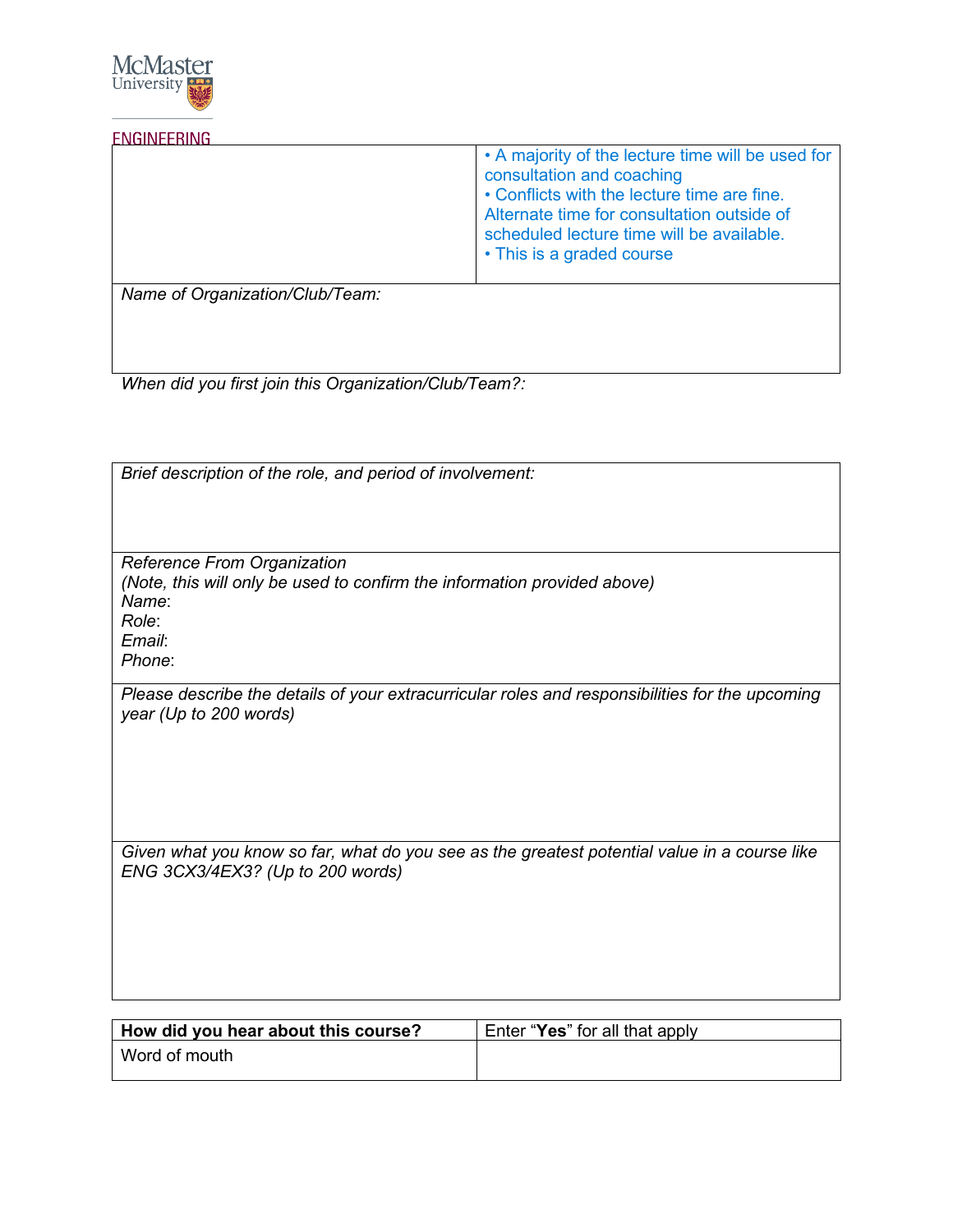| | • A majority of the lecture time will be used for consultation and coaching<br>• Conflicts with the lecture time are fine. Alternate time for consultation outside of scheduled lecture time will be available.<br>• This is a graded course |
|---|---|

| *Name of Organization/Club/Team:* |
|---|

*When did you first join this Organization/Club/Team?:*

| *Brief description of the role, and period of involvement:* |
|---|
| *Reference From Organization*<br>*(Note, this will only be used to confirm the information provided above)*<br>*Name*:<br>*Role*:<br>*Email*:<br>*Phone*: |
| *Please describe the details of your extracurricular roles and responsibilities for the upcoming year (Up to 200 words)* |
| *Given what you know so far, what do you see as the greatest potential value in a course like ENG 3CX3/4EX3? (Up to 200 words)* |

| **How did you hear about this course?** | Enter "**Yes**" for all that apply |
|---|---|
| Word of mouth | |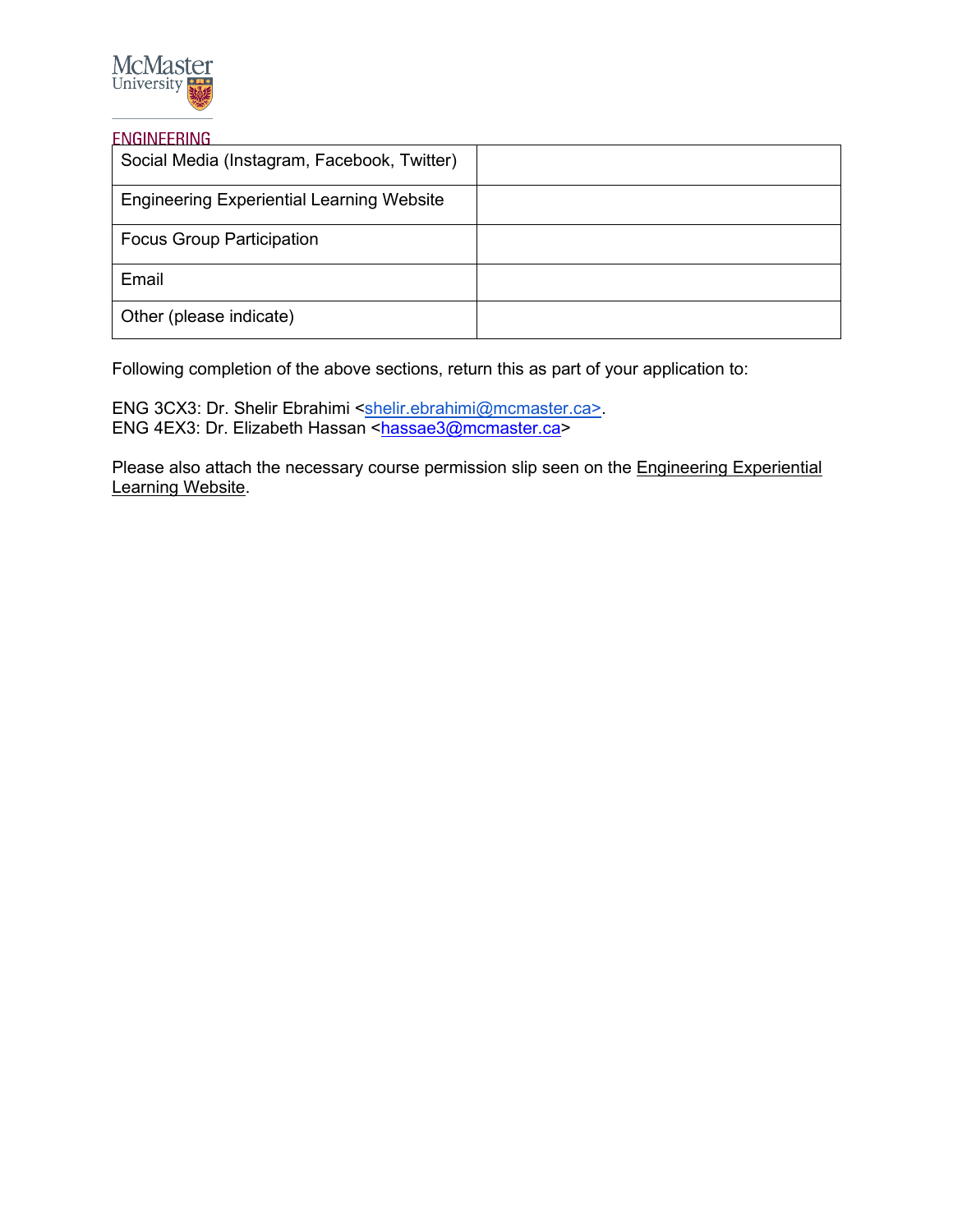| | |
|---|---|
| Social Media (Instagram, Facebook, Twitter) | |
| Engineering Experiential Learning Website | |
| Focus Group Participation | |
| Email | |
| Other (please indicate) | |

Following completion of the above sections, return this as part of your application to:

ENG 3CX3: Dr. Shelir Ebrahimi <shelir.ebrahimi@mcmaster.ca>.
ENG 4EX3: Dr. Elizabeth Hassan <hassae3@mcmaster.ca>

Please also attach the necessary course permission slip seen on the Engineering Experiential Learning Website.